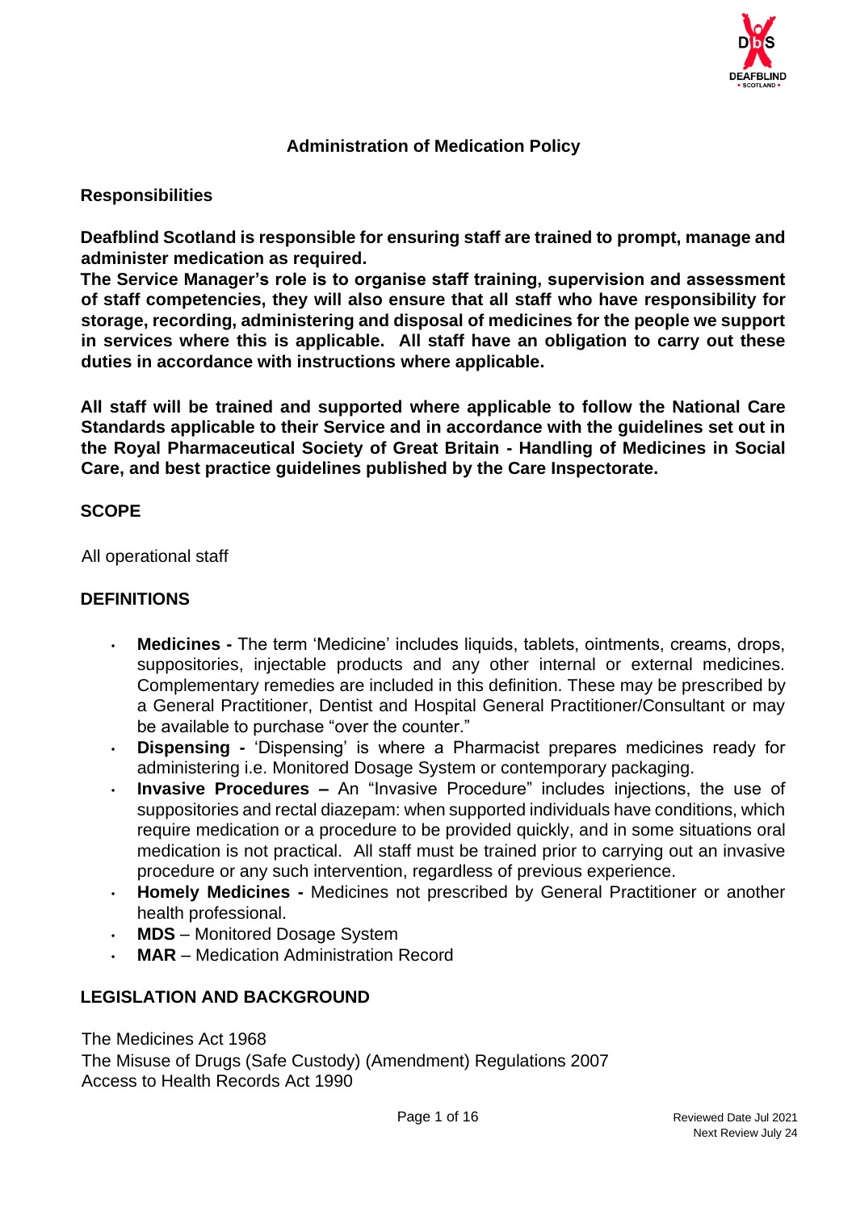# Administration of Medication Policy

## Responsibilities

**Deafblind Scotland is responsible for ensuring staff are trained to prompt, manage and administer medication as required.**
**The Service Manager's role is to organise staff training, supervision and assessment of staff competencies, they will also ensure that all staff who have responsibility for storage, recording, administering and disposal of medicines for the people we support in services where this is applicable. All staff have an obligation to carry out these duties in accordance with instructions where applicable.**

**All staff will be trained and supported where applicable to follow the National Care Standards applicable to their Service and in accordance with the guidelines set out in the Royal Pharmaceutical Society of Great Britain - Handling of Medicines in Social Care, and best practice guidelines published by the Care Inspectorate.**

## SCOPE

All operational staff

## DEFINITIONS

- **Medicines -** The term 'Medicine' includes liquids, tablets, ointments, creams, drops, suppositories, injectable products and any other internal or external medicines. Complementary remedies are included in this definition. These may be prescribed by a General Practitioner, Dentist and Hospital General Practitioner/Consultant or may be available to purchase "over the counter."
- **Dispensing -** 'Dispensing' is where a Pharmacist prepares medicines ready for administering i.e. Monitored Dosage System or contemporary packaging.
- **Invasive Procedures –** An "Invasive Procedure" includes injections, the use of suppositories and rectal diazepam: when supported individuals have conditions, which require medication or a procedure to be provided quickly, and in some situations oral medication is not practical. All staff must be trained prior to carrying out an invasive procedure or any such intervention, regardless of previous experience.
- **Homely Medicines -** Medicines not prescribed by General Practitioner or another health professional.
- **MDS** – Monitored Dosage System
- **MAR** – Medication Administration Record

## LEGISLATION AND BACKGROUND

The Medicines Act 1968
The Misuse of Drugs (Safe Custody) (Amendment) Regulations 2007
Access to Health Records Act 1990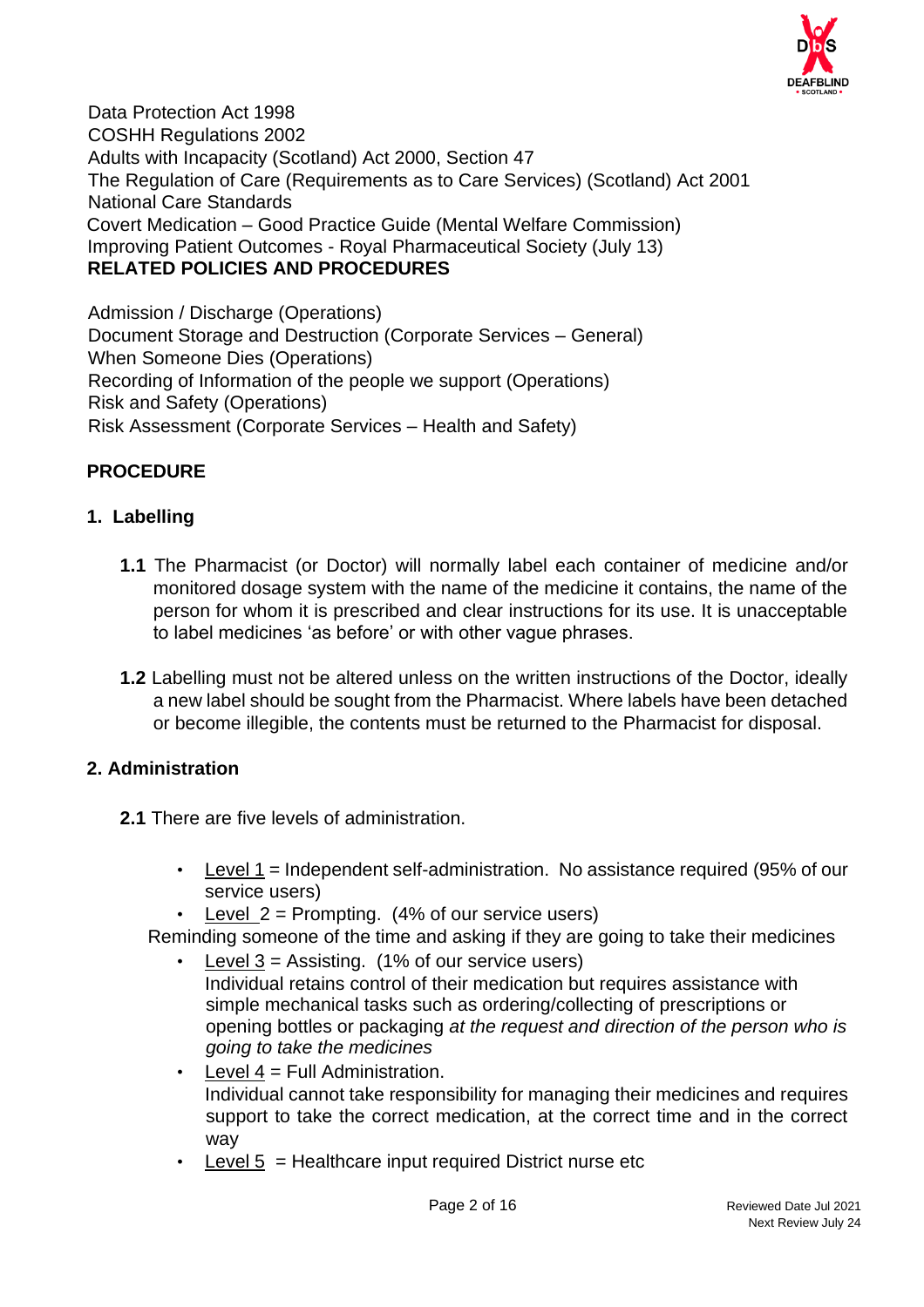Data Protection Act 1998
COSHH Regulations 2002
Adults with Incapacity (Scotland) Act 2000, Section 47
The Regulation of Care (Requirements as to Care Services) (Scotland) Act 2001
National Care Standards
Covert Medication – Good Practice Guide (Mental Welfare Commission)
Improving Patient Outcomes - Royal Pharmaceutical Society (July 13)

**RELATED POLICIES AND PROCEDURES**

Admission / Discharge (Operations)
Document Storage and Destruction (Corporate Services – General)
When Someone Dies (Operations)
Recording of Information of the people we support (Operations)
Risk and Safety (Operations)
Risk Assessment (Corporate Services – Health and Safety)

**PROCEDURE**

**1. Labelling**

**1.1** The Pharmacist (or Doctor) will normally label each container of medicine and/or monitored dosage system with the name of the medicine it contains, the name of the person for whom it is prescribed and clear instructions for its use. It is unacceptable to label medicines 'as before' or with other vague phrases.

**1.2** Labelling must not be altered unless on the written instructions of the Doctor, ideally a new label should be sought from the Pharmacist. Where labels have been detached or become illegible, the contents must be returned to the Pharmacist for disposal.

**2. Administration**

**2.1** There are five levels of administration.

- Level 1 = Independent self-administration. No assistance required (95% of our service users)
- Level 2 = Prompting. (4% of our service users)

Reminding someone of the time and asking if they are going to take their medicines

- Level 3 = Assisting. (1% of our service users)
  Individual retains control of their medication but requires assistance with simple mechanical tasks such as ordering/collecting of prescriptions or opening bottles or packaging *at the request and direction of the person who is going to take the medicines*
- Level 4 = Full Administration.
  Individual cannot take responsibility for managing their medicines and requires support to take the correct medication, at the correct time and in the correct way
- Level 5 = Healthcare input required District nurse etc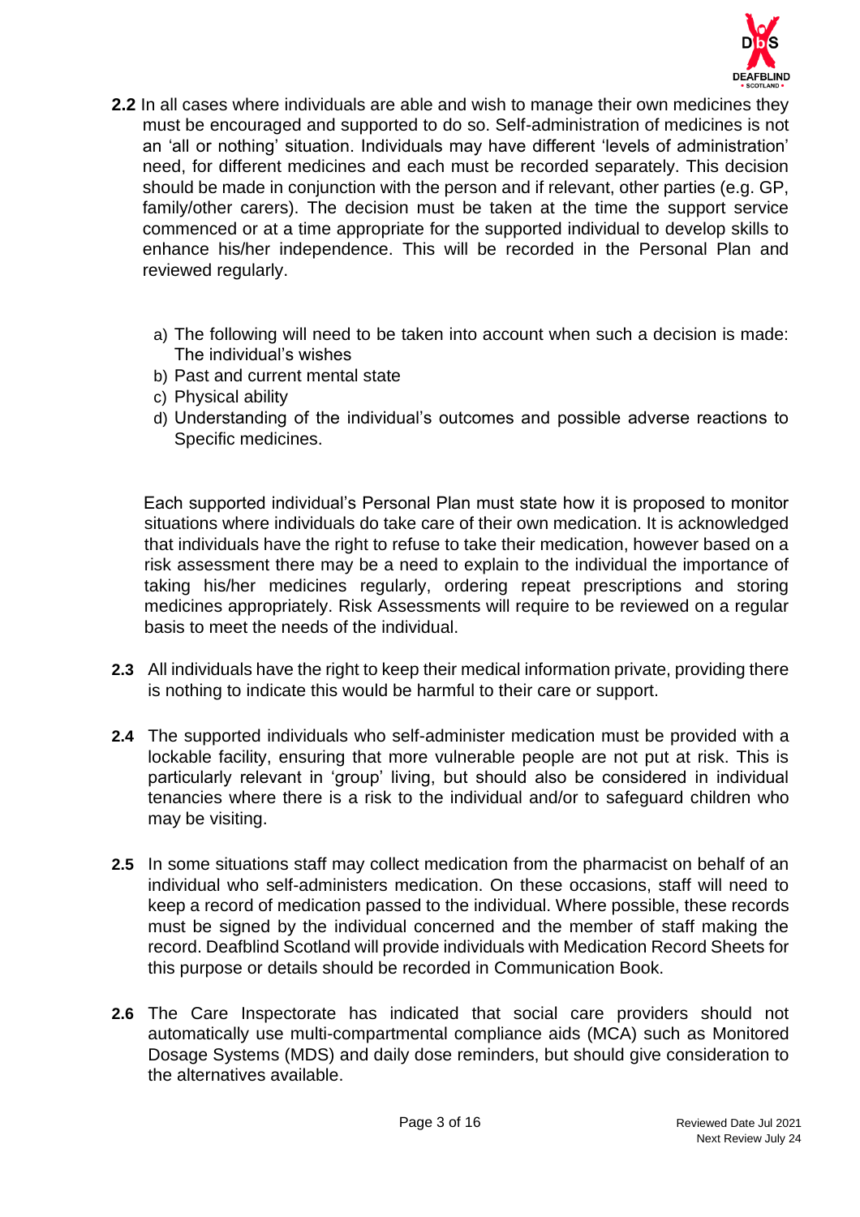**2.2** In all cases where individuals are able and wish to manage their own medicines they must be encouraged and supported to do so. Self-administration of medicines is not an 'all or nothing' situation. Individuals may have different 'levels of administration' need, for different medicines and each must be recorded separately. This decision should be made in conjunction with the person and if relevant, other parties (e.g. GP, family/other carers). The decision must be taken at the time the support service commenced or at a time appropriate for the supported individual to develop skills to enhance his/her independence. This will be recorded in the Personal Plan and reviewed regularly.

a) The following will need to be taken into account when such a decision is made: The individual's wishes
b) Past and current mental state
c) Physical ability
d) Understanding of the individual's outcomes and possible adverse reactions to Specific medicines.

Each supported individual's Personal Plan must state how it is proposed to monitor situations where individuals do take care of their own medication. It is acknowledged that individuals have the right to refuse to take their medication, however based on a risk assessment there may be a need to explain to the individual the importance of taking his/her medicines regularly, ordering repeat prescriptions and storing medicines appropriately. Risk Assessments will require to be reviewed on a regular basis to meet the needs of the individual.

**2.3** All individuals have the right to keep their medical information private, providing there is nothing to indicate this would be harmful to their care or support.

**2.4** The supported individuals who self-administer medication must be provided with a lockable facility, ensuring that more vulnerable people are not put at risk. This is particularly relevant in 'group' living, but should also be considered in individual tenancies where there is a risk to the individual and/or to safeguard children who may be visiting.

**2.5** In some situations staff may collect medication from the pharmacist on behalf of an individual who self-administers medication. On these occasions, staff will need to keep a record of medication passed to the individual. Where possible, these records must be signed by the individual concerned and the member of staff making the record. Deafblind Scotland will provide individuals with Medication Record Sheets for this purpose or details should be recorded in Communication Book.

**2.6** The Care Inspectorate has indicated that social care providers should not automatically use multi-compartmental compliance aids (MCA) such as Monitored Dosage Systems (MDS) and daily dose reminders, but should give consideration to the alternatives available.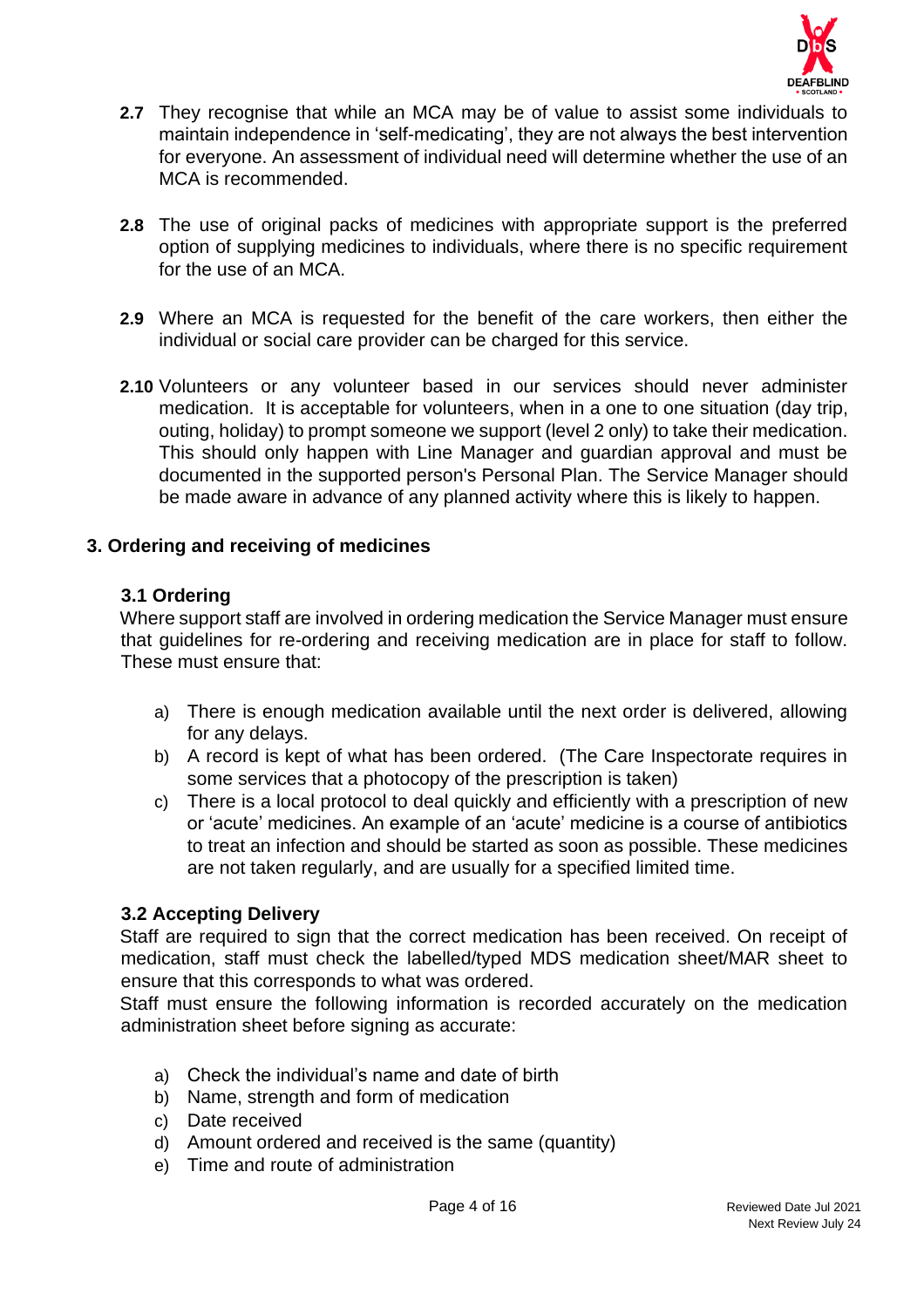**2.7** They recognise that while an MCA may be of value to assist some individuals to maintain independence in 'self-medicating', they are not always the best intervention for everyone. An assessment of individual need will determine whether the use of an MCA is recommended.

**2.8** The use of original packs of medicines with appropriate support is the preferred option of supplying medicines to individuals, where there is no specific requirement for the use of an MCA.

**2.9** Where an MCA is requested for the benefit of the care workers, then either the individual or social care provider can be charged for this service.

**2.10** Volunteers or any volunteer based in our services should never administer medication. It is acceptable for volunteers, when in a one to one situation (day trip, outing, holiday) to prompt someone we support (level 2 only) to take their medication. This should only happen with Line Manager and guardian approval and must be documented in the supported person's Personal Plan. The Service Manager should be made aware in advance of any planned activity where this is likely to happen.

## 3. Ordering and receiving of medicines

### 3.1 Ordering

Where support staff are involved in ordering medication the Service Manager must ensure that guidelines for re-ordering and receiving medication are in place for staff to follow. These must ensure that:

a) There is enough medication available until the next order is delivered, allowing for any delays.
b) A record is kept of what has been ordered. (The Care Inspectorate requires in some services that a photocopy of the prescription is taken)
c) There is a local protocol to deal quickly and efficiently with a prescription of new or 'acute' medicines. An example of an 'acute' medicine is a course of antibiotics to treat an infection and should be started as soon as possible. These medicines are not taken regularly, and are usually for a specified limited time.

### 3.2 Accepting Delivery

Staff are required to sign that the correct medication has been received. On receipt of medication, staff must check the labelled/typed MDS medication sheet/MAR sheet to ensure that this corresponds to what was ordered.

Staff must ensure the following information is recorded accurately on the medication administration sheet before signing as accurate:

a) Check the individual's name and date of birth
b) Name, strength and form of medication
c) Date received
d) Amount ordered and received is the same (quantity)
e) Time and route of administration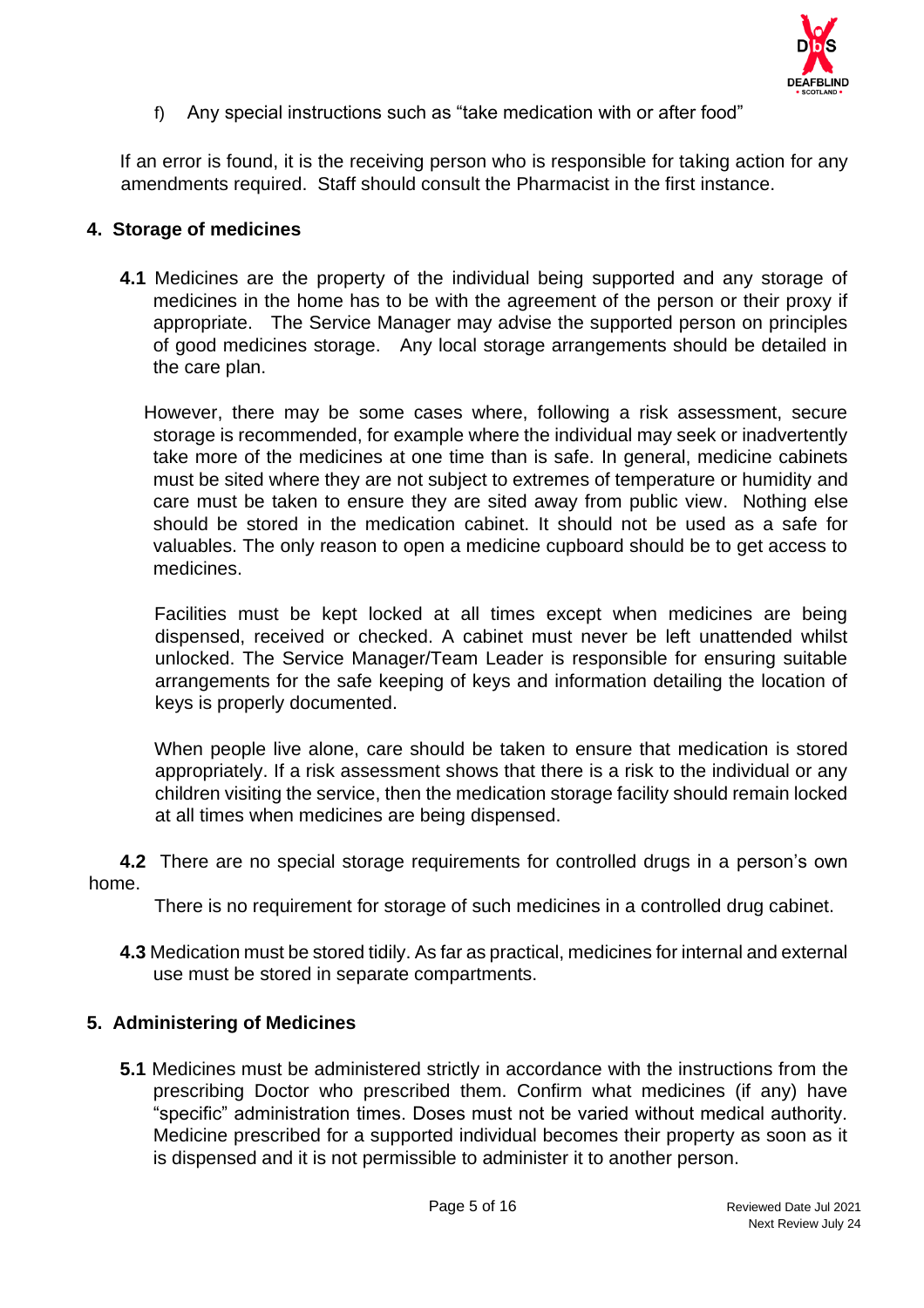f) Any special instructions such as "take medication with or after food"

If an error is found, it is the receiving person who is responsible for taking action for any amendments required. Staff should consult the Pharmacist in the first instance.

## 4. Storage of medicines

**4.1** Medicines are the property of the individual being supported and any storage of medicines in the home has to be with the agreement of the person or their proxy if appropriate. The Service Manager may advise the supported person on principles of good medicines storage. Any local storage arrangements should be detailed in the care plan.

However, there may be some cases where, following a risk assessment, secure storage is recommended, for example where the individual may seek or inadvertently take more of the medicines at one time than is safe. In general, medicine cabinets must be sited where they are not subject to extremes of temperature or humidity and care must be taken to ensure they are sited away from public view. Nothing else should be stored in the medication cabinet. It should not be used as a safe for valuables. The only reason to open a medicine cupboard should be to get access to medicines.

Facilities must be kept locked at all times except when medicines are being dispensed, received or checked. A cabinet must never be left unattended whilst unlocked. The Service Manager/Team Leader is responsible for ensuring suitable arrangements for the safe keeping of keys and information detailing the location of keys is properly documented.

When people live alone, care should be taken to ensure that medication is stored appropriately. If a risk assessment shows that there is a risk to the individual or any children visiting the service, then the medication storage facility should remain locked at all times when medicines are being dispensed.

**4.2** There are no special storage requirements for controlled drugs in a person's own home.

There is no requirement for storage of such medicines in a controlled drug cabinet.

**4.3** Medication must be stored tidily. As far as practical, medicines for internal and external use must be stored in separate compartments.

## 5. Administering of Medicines

**5.1** Medicines must be administered strictly in accordance with the instructions from the prescribing Doctor who prescribed them. Confirm what medicines (if any) have "specific" administration times. Doses must not be varied without medical authority. Medicine prescribed for a supported individual becomes their property as soon as it is dispensed and it is not permissible to administer it to another person.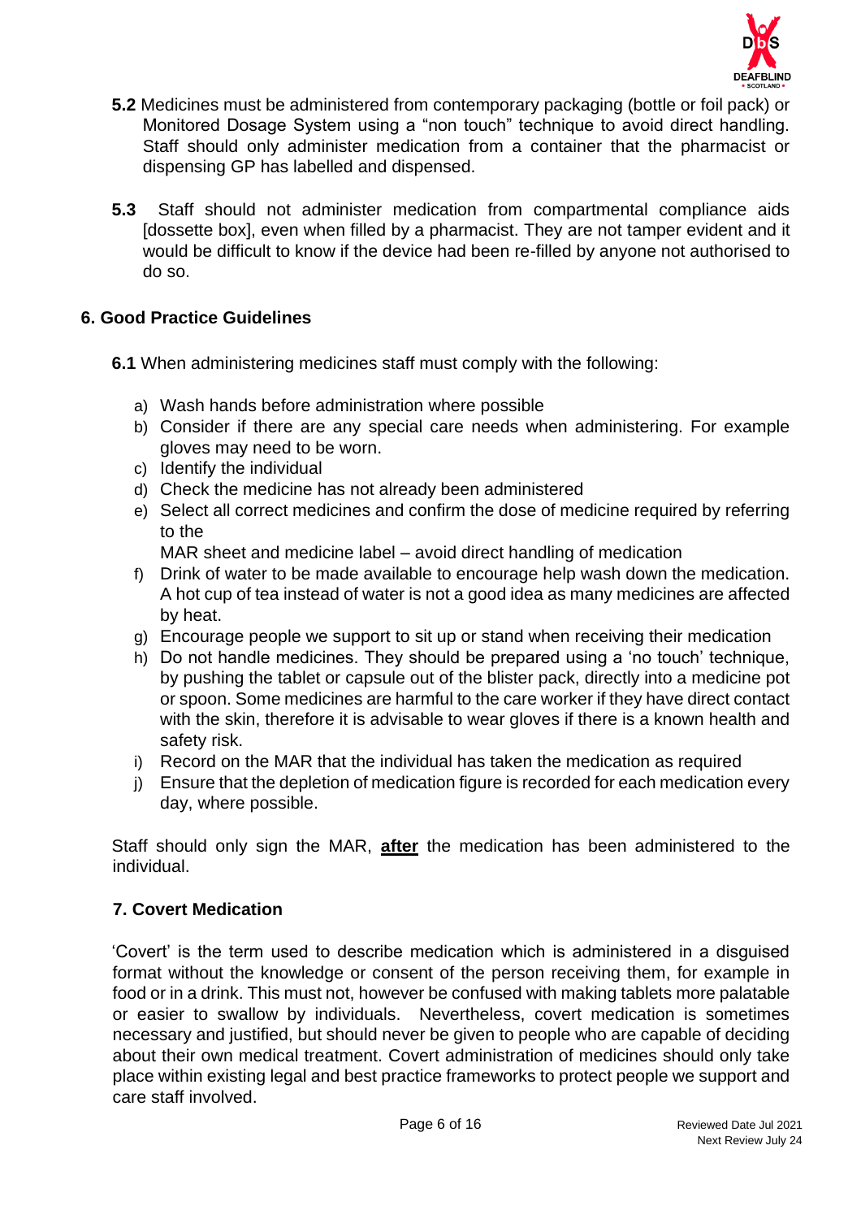**5.2** Medicines must be administered from contemporary packaging (bottle or foil pack) or Monitored Dosage System using a "non touch" technique to avoid direct handling. Staff should only administer medication from a container that the pharmacist or dispensing GP has labelled and dispensed.

**5.3** Staff should not administer medication from compartmental compliance aids [dossette box], even when filled by a pharmacist. They are not tamper evident and it would be difficult to know if the device had been re-filled by anyone not authorised to do so.

## 6. Good Practice Guidelines

**6.1** When administering medicines staff must comply with the following:

a) Wash hands before administration where possible
b) Consider if there are any special care needs when administering. For example gloves may need to be worn.
c) Identify the individual
d) Check the medicine has not already been administered
e) Select all correct medicines and confirm the dose of medicine required by referring to the
   MAR sheet and medicine label – avoid direct handling of medication
f) Drink of water to be made available to encourage help wash down the medication. A hot cup of tea instead of water is not a good idea as many medicines are affected by heat.
g) Encourage people we support to sit up or stand when receiving their medication
h) Do not handle medicines. They should be prepared using a 'no touch' technique, by pushing the tablet or capsule out of the blister pack, directly into a medicine pot or spoon. Some medicines are harmful to the care worker if they have direct contact with the skin, therefore it is advisable to wear gloves if there is a known health and safety risk.
i) Record on the MAR that the individual has taken the medication as required
j) Ensure that the depletion of medication figure is recorded for each medication every day, where possible.

Staff should only sign the MAR, **after** the medication has been administered to the individual.

## 7. Covert Medication

'Covert' is the term used to describe medication which is administered in a disguised format without the knowledge or consent of the person receiving them, for example in food or in a drink. This must not, however be confused with making tablets more palatable or easier to swallow by individuals. Nevertheless, covert medication is sometimes necessary and justified, but should never be given to people who are capable of deciding about their own medical treatment. Covert administration of medicines should only take place within existing legal and best practice frameworks to protect people we support and care staff involved.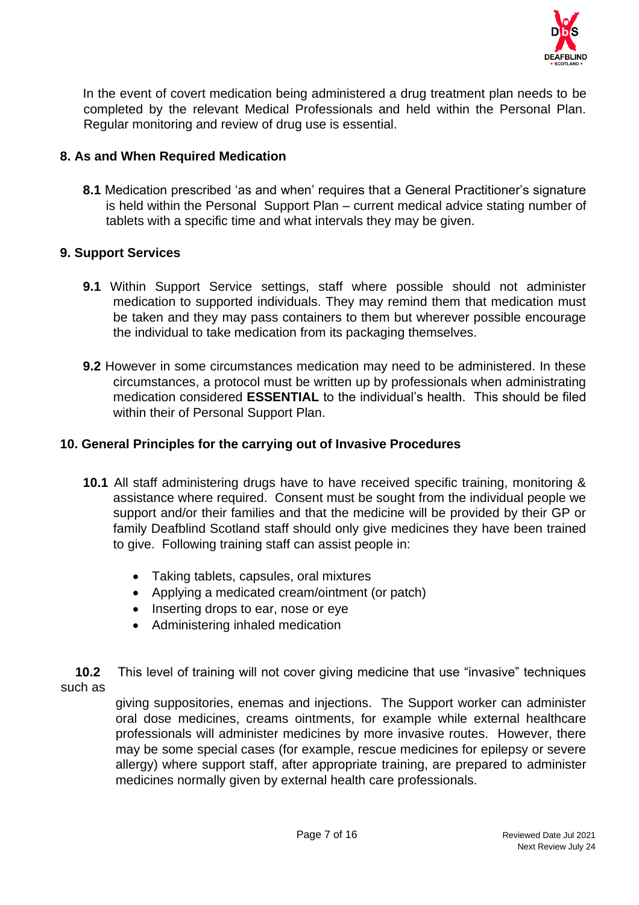In the event of covert medication being administered a drug treatment plan needs to be completed by the relevant Medical Professionals and held within the Personal Plan. Regular monitoring and review of drug use is essential.

## 8. As and When Required Medication

**8.1** Medication prescribed 'as and when' requires that a General Practitioner's signature is held within the Personal Support Plan – current medical advice stating number of tablets with a specific time and what intervals they may be given.

## 9. Support Services

**9.1** Within Support Service settings, staff where possible should not administer medication to supported individuals. They may remind them that medication must be taken and they may pass containers to them but wherever possible encourage the individual to take medication from its packaging themselves.

**9.2** However in some circumstances medication may need to be administered. In these circumstances, a protocol must be written up by professionals when administrating medication considered **ESSENTIAL** to the individual's health. This should be filed within their of Personal Support Plan.

## 10. General Principles for the carrying out of Invasive Procedures

**10.1** All staff administering drugs have to have received specific training, monitoring & assistance where required. Consent must be sought from the individual people we support and/or their families and that the medicine will be provided by their GP or family Deafblind Scotland staff should only give medicines they have been trained to give. Following training staff can assist people in:

- Taking tablets, capsules, oral mixtures
- Applying a medicated cream/ointment (or patch)
- Inserting drops to ear, nose or eye
- Administering inhaled medication

**10.2** This level of training will not cover giving medicine that use "invasive" techniques such as giving suppositories, enemas and injections. The Support worker can administer oral dose medicines, creams ointments, for example while external healthcare professionals will administer medicines by more invasive routes. However, there may be some special cases (for example, rescue medicines for epilepsy or severe allergy) where support staff, after appropriate training, are prepared to administer medicines normally given by external health care professionals.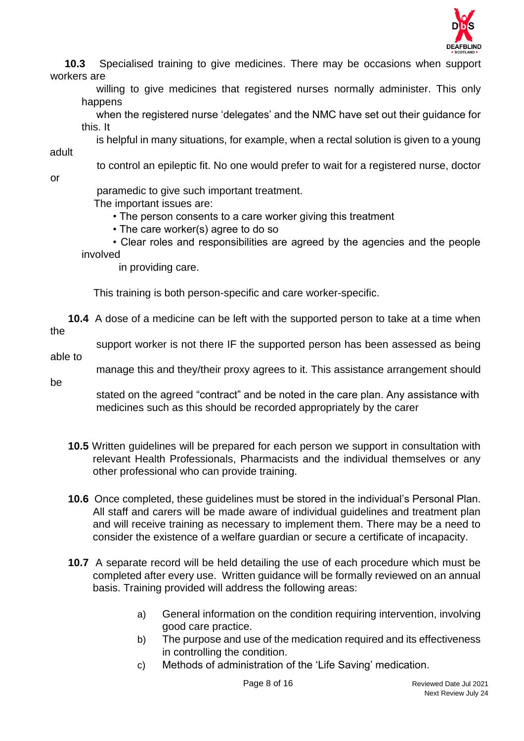**10.3** Specialised training to give medicines. There may be occasions when support workers are willing to give medicines that registered nurses normally administer. This only happens when the registered nurse 'delegates' and the NMC have set out their guidance for this. It is helpful in many situations, for example, when a rectal solution is given to a young adult to control an epileptic fit. No one would prefer to wait for a registered nurse, doctor or paramedic to give such important treatment.

The important issues are:

- The person consents to a care worker giving this treatment
- The care worker(s) agree to do so
- Clear roles and responsibilities are agreed by the agencies and the people involved in providing care.

This training is both person-specific and care worker-specific.

**10.4** A dose of a medicine can be left with the supported person to take at a time when the support worker is not there IF the supported person has been assessed as being able to manage this and they/their proxy agrees to it. This assistance arrangement should be stated on the agreed "contract" and be noted in the care plan. Any assistance with medicines such as this should be recorded appropriately by the carer

**10.5** Written guidelines will be prepared for each person we support in consultation with relevant Health Professionals, Pharmacists and the individual themselves or any other professional who can provide training.

**10.6** Once completed, these guidelines must be stored in the individual's Personal Plan. All staff and carers will be made aware of individual guidelines and treatment plan and will receive training as necessary to implement them. There may be a need to consider the existence of a welfare guardian or secure a certificate of incapacity.

**10.7** A separate record will be held detailing the use of each procedure which must be completed after every use. Written guidance will be formally reviewed on an annual basis. Training provided will address the following areas:

a) General information on the condition requiring intervention, involving good care practice.

b) The purpose and use of the medication required and its effectiveness in controlling the condition.

c) Methods of administration of the 'Life Saving' medication.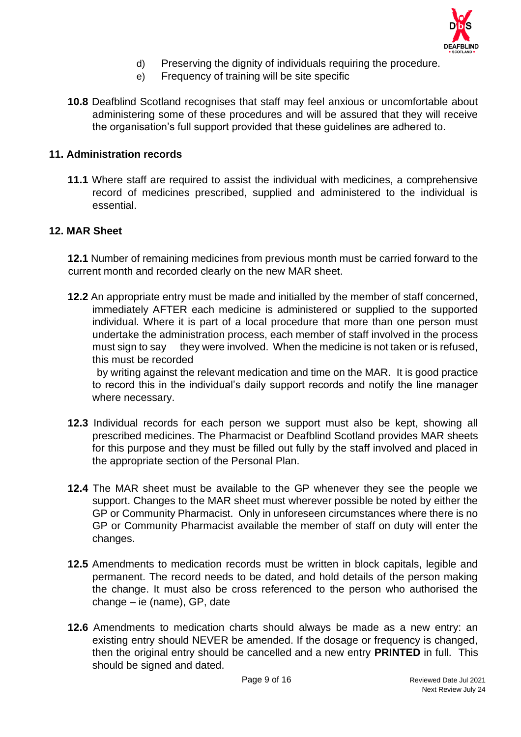d) Preserving the dignity of individuals requiring the procedure.

e) Frequency of training will be site specific

**10.8** Deafblind Scotland recognises that staff may feel anxious or uncomfortable about administering some of these procedures and will be assured that they will receive the organisation's full support provided that these guidelines are adhered to.

## 11. Administration records

**11.1** Where staff are required to assist the individual with medicines, a comprehensive record of medicines prescribed, supplied and administered to the individual is essential.

## 12. MAR Sheet

**12.1** Number of remaining medicines from previous month must be carried forward to the current month and recorded clearly on the new MAR sheet.

**12.2** An appropriate entry must be made and initialled by the member of staff concerned, immediately AFTER each medicine is administered or supplied to the supported individual. Where it is part of a local procedure that more than one person must undertake the administration process, each member of staff involved in the process must sign to say they were involved. When the medicine is not taken or is refused, this must be recorded by writing against the relevant medication and time on the MAR. It is good practice to record this in the individual's daily support records and notify the line manager where necessary.

**12.3** Individual records for each person we support must also be kept, showing all prescribed medicines. The Pharmacist or Deafblind Scotland provides MAR sheets for this purpose and they must be filled out fully by the staff involved and placed in the appropriate section of the Personal Plan.

**12.4** The MAR sheet must be available to the GP whenever they see the people we support. Changes to the MAR sheet must wherever possible be noted by either the GP or Community Pharmacist. Only in unforeseen circumstances where there is no GP or Community Pharmacist available the member of staff on duty will enter the changes.

**12.5** Amendments to medication records must be written in block capitals, legible and permanent. The record needs to be dated, and hold details of the person making the change. It must also be cross referenced to the person who authorised the change – ie (name), GP, date

**12.6** Amendments to medication charts should always be made as a new entry: an existing entry should NEVER be amended. If the dosage or frequency is changed, then the original entry should be cancelled and a new entry **PRINTED** in full. This should be signed and dated.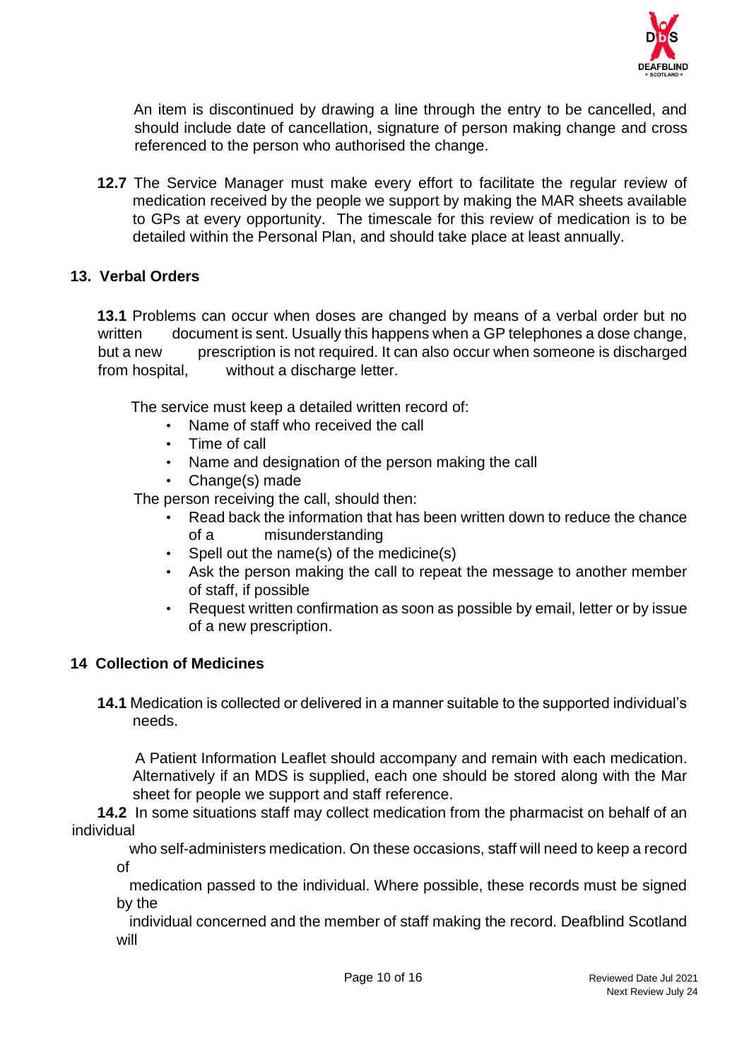An item is discontinued by drawing a line through the entry to be cancelled, and should include date of cancellation, signature of person making change and cross referenced to the person who authorised the change.

**12.7** The Service Manager must make every effort to facilitate the regular review of medication received by the people we support by making the MAR sheets available to GPs at every opportunity. The timescale for this review of medication is to be detailed within the Personal Plan, and should take place at least annually.

## 13. Verbal Orders

**13.1** Problems can occur when doses are changed by means of a verbal order but no written document is sent. Usually this happens when a GP telephones a dose change, but a new prescription is not required. It can also occur when someone is discharged from hospital, without a discharge letter.

The service must keep a detailed written record of:

- Name of staff who received the call
- Time of call
- Name and designation of the person making the call
- Change(s) made

The person receiving the call, should then:

- Read back the information that has been written down to reduce the chance of a misunderstanding
- Spell out the name(s) of the medicine(s)
- Ask the person making the call to repeat the message to another member of staff, if possible
- Request written confirmation as soon as possible by email, letter or by issue of a new prescription.

## 14 Collection of Medicines

**14.1** Medication is collected or delivered in a manner suitable to the supported individual's needs.

A Patient Information Leaflet should accompany and remain with each medication. Alternatively if an MDS is supplied, each one should be stored along with the Mar sheet for people we support and staff reference.

**14.2** In some situations staff may collect medication from the pharmacist on behalf of an individual who self-administers medication. On these occasions, staff will need to keep a record of medication passed to the individual. Where possible, these records must be signed by the individual concerned and the member of staff making the record. Deafblind Scotland will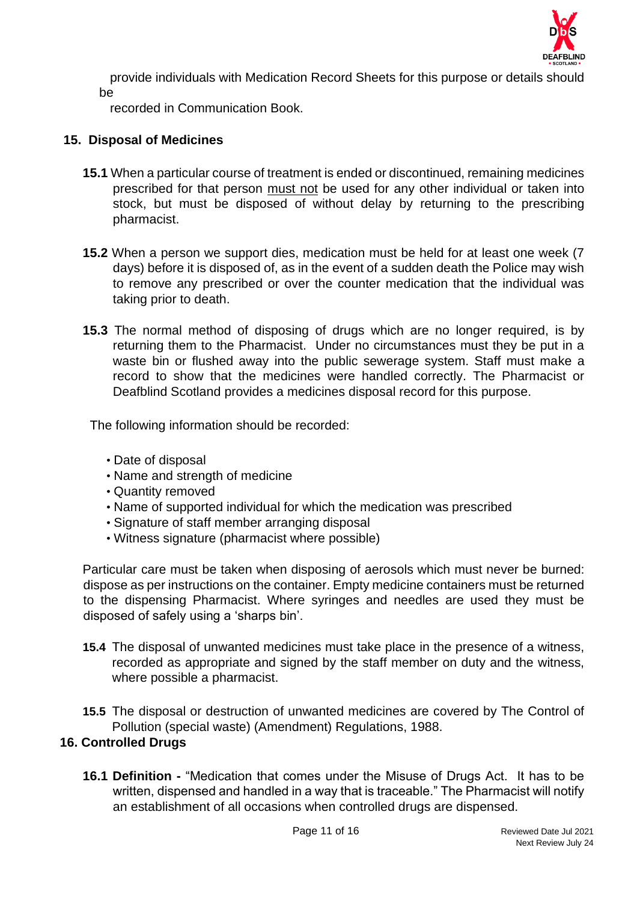provide individuals with Medication Record Sheets for this purpose or details should be recorded in Communication Book.

## 15. Disposal of Medicines

**15.1** When a particular course of treatment is ended or discontinued, remaining medicines prescribed for that person must not be used for any other individual or taken into stock, but must be disposed of without delay by returning to the prescribing pharmacist.

**15.2** When a person we support dies, medication must be held for at least one week (7 days) before it is disposed of, as in the event of a sudden death the Police may wish to remove any prescribed or over the counter medication that the individual was taking prior to death.

**15.3** The normal method of disposing of drugs which are no longer required, is by returning them to the Pharmacist. Under no circumstances must they be put in a waste bin or flushed away into the public sewerage system. Staff must make a record to show that the medicines were handled correctly. The Pharmacist or Deafblind Scotland provides a medicines disposal record for this purpose.

The following information should be recorded:

- Date of disposal
- Name and strength of medicine
- Quantity removed
- Name of supported individual for which the medication was prescribed
- Signature of staff member arranging disposal
- Witness signature (pharmacist where possible)

Particular care must be taken when disposing of aerosols which must never be burned: dispose as per instructions on the container. Empty medicine containers must be returned to the dispensing Pharmacist. Where syringes and needles are used they must be disposed of safely using a 'sharps bin'.

**15.4** The disposal of unwanted medicines must take place in the presence of a witness, recorded as appropriate and signed by the staff member on duty and the witness, where possible a pharmacist.

**15.5** The disposal or destruction of unwanted medicines are covered by The Control of Pollution (special waste) (Amendment) Regulations, 1988.

## 16. Controlled Drugs

**16.1 Definition -** "Medication that comes under the Misuse of Drugs Act. It has to be written, dispensed and handled in a way that is traceable." The Pharmacist will notify an establishment of all occasions when controlled drugs are dispensed.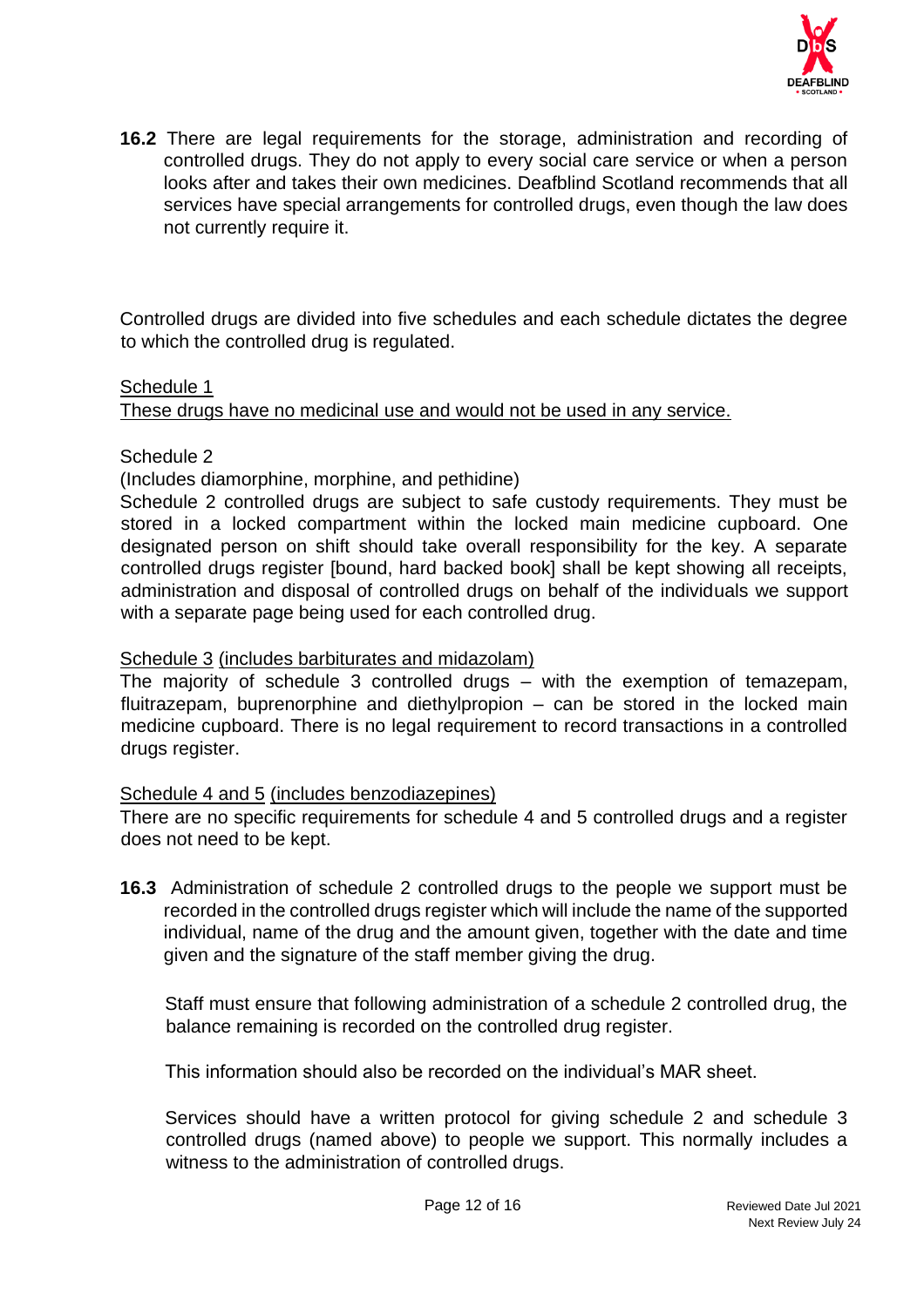**16.2** There are legal requirements for the storage, administration and recording of controlled drugs. They do not apply to every social care service or when a person looks after and takes their own medicines. Deafblind Scotland recommends that all services have special arrangements for controlled drugs, even though the law does not currently require it.

Controlled drugs are divided into five schedules and each schedule dictates the degree to which the controlled drug is regulated.

<u>Schedule 1</u>
<u>These drugs have no medicinal use and would not be used in any service.</u>

Schedule 2
(Includes diamorphine, morphine, and pethidine)
Schedule 2 controlled drugs are subject to safe custody requirements. They must be stored in a locked compartment within the locked main medicine cupboard. One designated person on shift should take overall responsibility for the key. A separate controlled drugs register [bound, hard backed book] shall be kept showing all receipts, administration and disposal of controlled drugs on behalf of the individuals we support with a separate page being used for each controlled drug.

<u>Schedule 3</u> <u>(includes barbiturates and midazolam)</u>
The majority of schedule 3 controlled drugs – with the exemption of temazepam, fluitrazepam, buprenorphine and diethylpropion – can be stored in the locked main medicine cupboard. There is no legal requirement to record transactions in a controlled drugs register.

<u>Schedule 4 and 5</u> <u>(includes benzodiazepines)</u>
There are no specific requirements for schedule 4 and 5 controlled drugs and a register does not need to be kept.

**16.3** Administration of schedule 2 controlled drugs to the people we support must be recorded in the controlled drugs register which will include the name of the supported individual, name of the drug and the amount given, together with the date and time given and the signature of the staff member giving the drug.

Staff must ensure that following administration of a schedule 2 controlled drug, the balance remaining is recorded on the controlled drug register.

This information should also be recorded on the individual's MAR sheet.

Services should have a written protocol for giving schedule 2 and schedule 3 controlled drugs (named above) to people we support. This normally includes a witness to the administration of controlled drugs.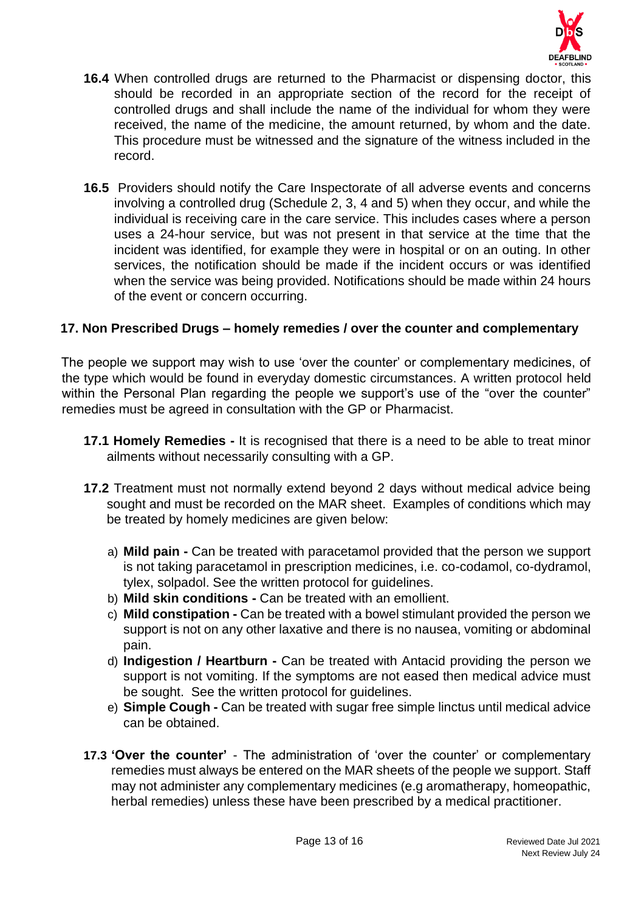**16.4** When controlled drugs are returned to the Pharmacist or dispensing doctor, this should be recorded in an appropriate section of the record for the receipt of controlled drugs and shall include the name of the individual for whom they were received, the name of the medicine, the amount returned, by whom and the date. This procedure must be witnessed and the signature of the witness included in the record.

**16.5** Providers should notify the Care Inspectorate of all adverse events and concerns involving a controlled drug (Schedule 2, 3, 4 and 5) when they occur, and while the individual is receiving care in the care service. This includes cases where a person uses a 24-hour service, but was not present in that service at the time that the incident was identified, for example they were in hospital or on an outing. In other services, the notification should be made if the incident occurs or was identified when the service was being provided. Notifications should be made within 24 hours of the event or concern occurring.

## 17. Non Prescribed Drugs – homely remedies / over the counter and complementary

The people we support may wish to use 'over the counter' or complementary medicines, of the type which would be found in everyday domestic circumstances. A written protocol held within the Personal Plan regarding the people we support's use of the "over the counter" remedies must be agreed in consultation with the GP or Pharmacist.

**17.1 Homely Remedies -** It is recognised that there is a need to be able to treat minor ailments without necessarily consulting with a GP.

**17.2** Treatment must not normally extend beyond 2 days without medical advice being sought and must be recorded on the MAR sheet. Examples of conditions which may be treated by homely medicines are given below:

a) **Mild pain -** Can be treated with paracetamol provided that the person we support is not taking paracetamol in prescription medicines, i.e. co-codamol, co-dydramol, tylex, solpadol. See the written protocol for guidelines.
b) **Mild skin conditions -** Can be treated with an emollient.
c) **Mild constipation -** Can be treated with a bowel stimulant provided the person we support is not on any other laxative and there is no nausea, vomiting or abdominal pain.
d) **Indigestion / Heartburn -** Can be treated with Antacid providing the person we support is not vomiting. If the symptoms are not eased then medical advice must be sought. See the written protocol for guidelines.
e) **Simple Cough -** Can be treated with sugar free simple linctus until medical advice can be obtained.

**17.3 'Over the counter'** - The administration of 'over the counter' or complementary remedies must always be entered on the MAR sheets of the people we support. Staff may not administer any complementary medicines (e.g aromatherapy, homeopathic, herbal remedies) unless these have been prescribed by a medical practitioner.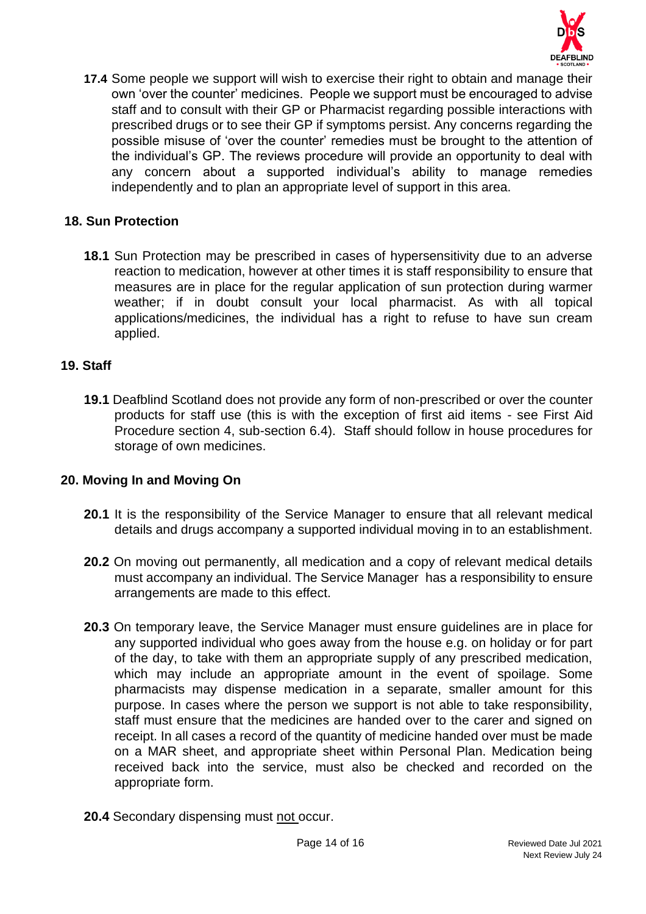**17.4** Some people we support will wish to exercise their right to obtain and manage their own 'over the counter' medicines. People we support must be encouraged to advise staff and to consult with their GP or Pharmacist regarding possible interactions with prescribed drugs or to see their GP if symptoms persist. Any concerns regarding the possible misuse of 'over the counter' remedies must be brought to the attention of the individual's GP. The reviews procedure will provide an opportunity to deal with any concern about a supported individual's ability to manage remedies independently and to plan an appropriate level of support in this area.

## 18. Sun Protection

**18.1** Sun Protection may be prescribed in cases of hypersensitivity due to an adverse reaction to medication, however at other times it is staff responsibility to ensure that measures are in place for the regular application of sun protection during warmer weather; if in doubt consult your local pharmacist. As with all topical applications/medicines, the individual has a right to refuse to have sun cream applied.

## 19. Staff

**19.1** Deafblind Scotland does not provide any form of non-prescribed or over the counter products for staff use (this is with the exception of first aid items - see First Aid Procedure section 4, sub-section 6.4). Staff should follow in house procedures for storage of own medicines.

## 20. Moving In and Moving On

**20.1** It is the responsibility of the Service Manager to ensure that all relevant medical details and drugs accompany a supported individual moving in to an establishment.

**20.2** On moving out permanently, all medication and a copy of relevant medical details must accompany an individual. The Service Manager has a responsibility to ensure arrangements are made to this effect.

**20.3** On temporary leave, the Service Manager must ensure guidelines are in place for any supported individual who goes away from the house e.g. on holiday or for part of the day, to take with them an appropriate supply of any prescribed medication, which may include an appropriate amount in the event of spoilage. Some pharmacists may dispense medication in a separate, smaller amount for this purpose. In cases where the person we support is not able to take responsibility, staff must ensure that the medicines are handed over to the carer and signed on receipt. In all cases a record of the quantity of medicine handed over must be made on a MAR sheet, and appropriate sheet within Personal Plan. Medication being received back into the service, must also be checked and recorded on the appropriate form.

**20.4** Secondary dispensing must <u>not</u> occur.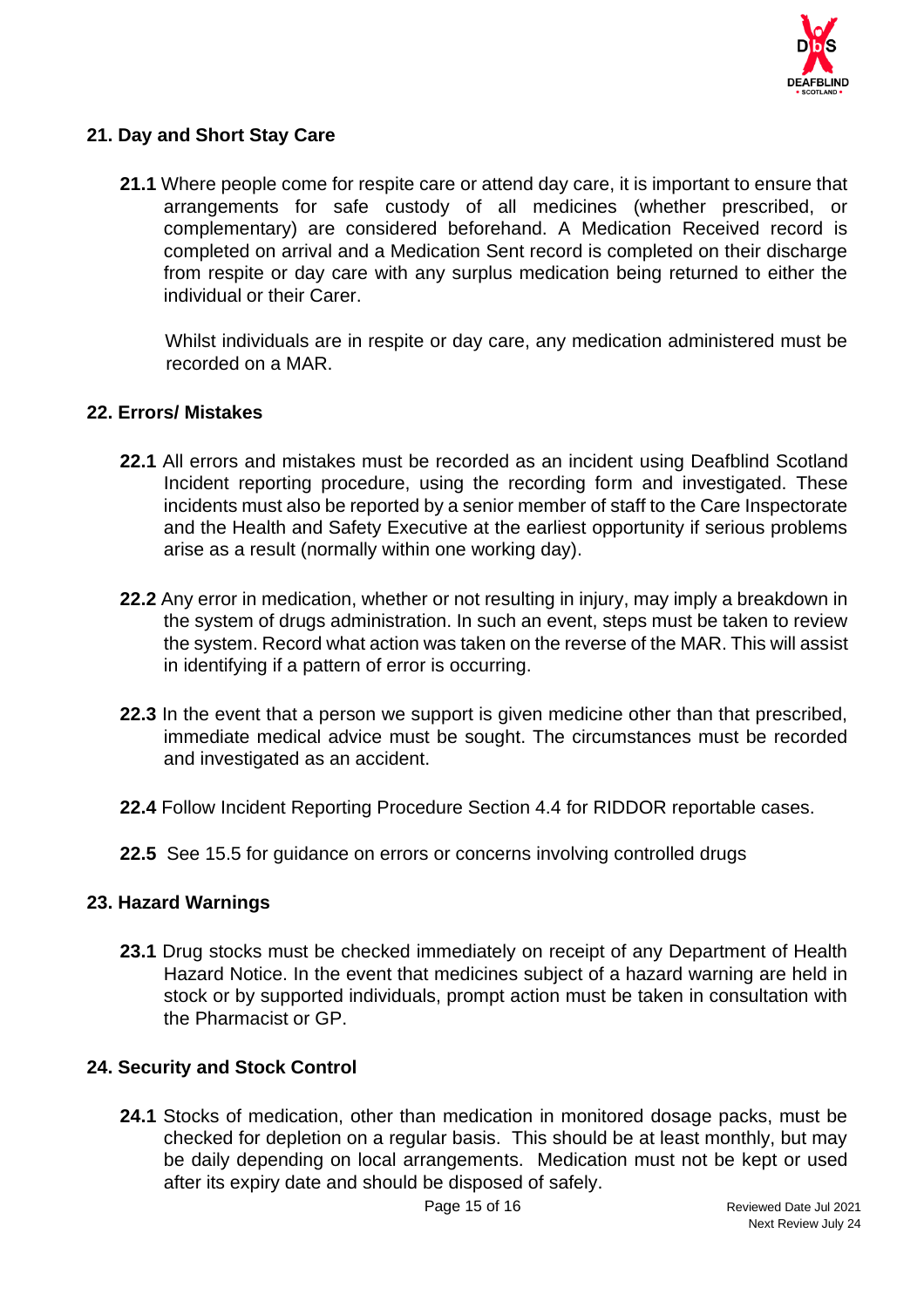## 21. Day and Short Stay Care

**21.1** Where people come for respite care or attend day care, it is important to ensure that arrangements for safe custody of all medicines (whether prescribed, or complementary) are considered beforehand. A Medication Received record is completed on arrival and a Medication Sent record is completed on their discharge from respite or day care with any surplus medication being returned to either the individual or their Carer.

Whilst individuals are in respite or day care, any medication administered must be recorded on a MAR.

## 22. Errors/ Mistakes

**22.1** All errors and mistakes must be recorded as an incident using Deafblind Scotland Incident reporting procedure, using the recording form and investigated. These incidents must also be reported by a senior member of staff to the Care Inspectorate and the Health and Safety Executive at the earliest opportunity if serious problems arise as a result (normally within one working day).

**22.2** Any error in medication, whether or not resulting in injury, may imply a breakdown in the system of drugs administration. In such an event, steps must be taken to review the system. Record what action was taken on the reverse of the MAR. This will assist in identifying if a pattern of error is occurring.

**22.3** In the event that a person we support is given medicine other than that prescribed, immediate medical advice must be sought. The circumstances must be recorded and investigated as an accident.

**22.4** Follow Incident Reporting Procedure Section 4.4 for RIDDOR reportable cases.

**22.5** See 15.5 for guidance on errors or concerns involving controlled drugs

## 23. Hazard Warnings

**23.1** Drug stocks must be checked immediately on receipt of any Department of Health Hazard Notice. In the event that medicines subject of a hazard warning are held in stock or by supported individuals, prompt action must be taken in consultation with the Pharmacist or GP.

## 24. Security and Stock Control

**24.1** Stocks of medication, other than medication in monitored dosage packs, must be checked for depletion on a regular basis. This should be at least monthly, but may be daily depending on local arrangements. Medication must not be kept or used after its expiry date and should be disposed of safely.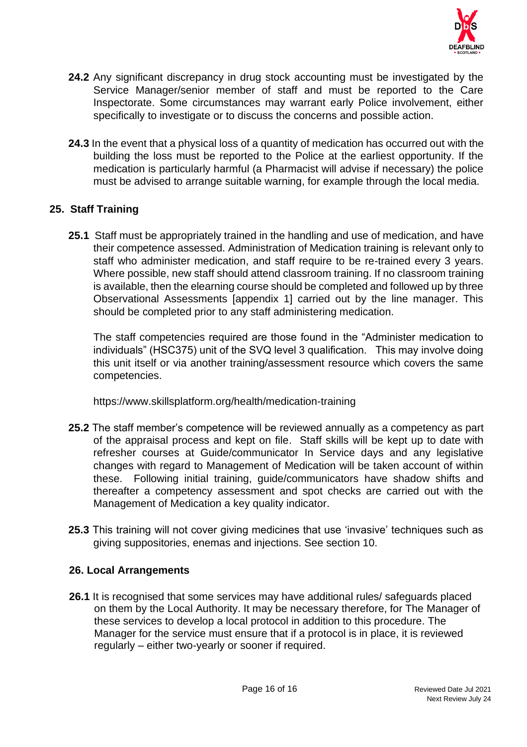**24.2** Any significant discrepancy in drug stock accounting must be investigated by the Service Manager/senior member of staff and must be reported to the Care Inspectorate. Some circumstances may warrant early Police involvement, either specifically to investigate or to discuss the concerns and possible action.

**24.3** In the event that a physical loss of a quantity of medication has occurred out with the building the loss must be reported to the Police at the earliest opportunity. If the medication is particularly harmful (a Pharmacist will advise if necessary) the police must be advised to arrange suitable warning, for example through the local media.

## 25. Staff Training

**25.1** Staff must be appropriately trained in the handling and use of medication, and have their competence assessed. Administration of Medication training is relevant only to staff who administer medication, and staff require to be re-trained every 3 years. Where possible, new staff should attend classroom training. If no classroom training is available, then the elearning course should be completed and followed up by three Observational Assessments [appendix 1] carried out by the line manager. This should be completed prior to any staff administering medication.

The staff competencies required are those found in the "Administer medication to individuals" (HSC375) unit of the SVQ level 3 qualification. This may involve doing this unit itself or via another training/assessment resource which covers the same competencies.

https://www.skillsplatform.org/health/medication-training

**25.2** The staff member's competence will be reviewed annually as a competency as part of the appraisal process and kept on file. Staff skills will be kept up to date with refresher courses at Guide/communicator In Service days and any legislative changes with regard to Management of Medication will be taken account of within these. Following initial training, guide/communicators have shadow shifts and thereafter a competency assessment and spot checks are carried out with the Management of Medication a key quality indicator.

**25.3** This training will not cover giving medicines that use 'invasive' techniques such as giving suppositories, enemas and injections. See section 10.

## 26. Local Arrangements

**26.1** It is recognised that some services may have additional rules/ safeguards placed on them by the Local Authority. It may be necessary therefore, for The Manager of these services to develop a local protocol in addition to this procedure. The Manager for the service must ensure that if a protocol is in place, it is reviewed regularly – either two-yearly or sooner if required.

Reviewed Date Jul 2021
Next Review July 24